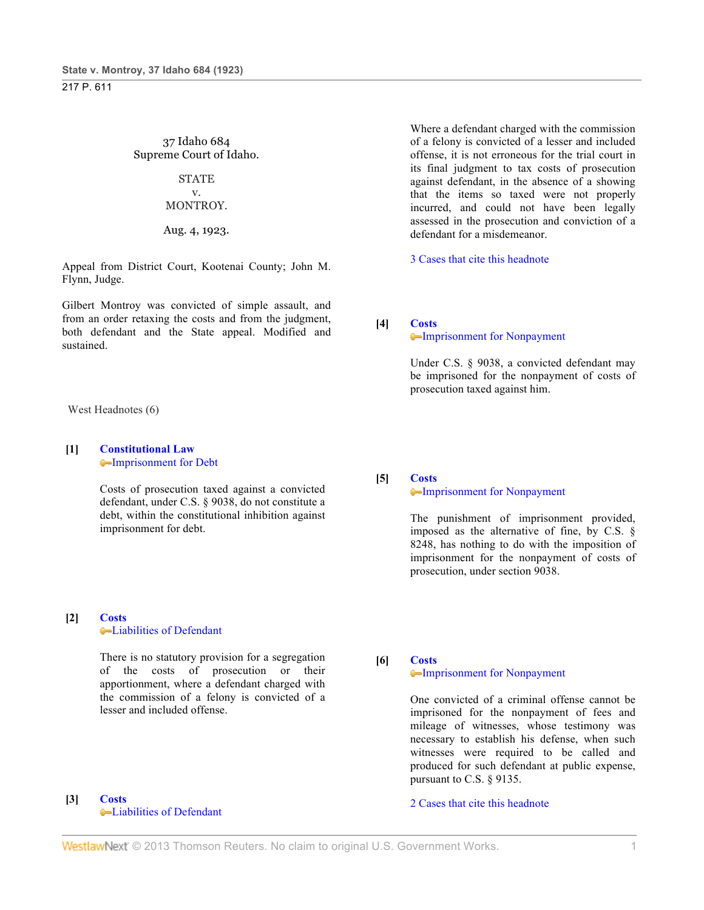37 Idaho 684
Supreme Court of Idaho.

STATE
v.
MONTROY.

Aug. 4, 1923.

Appeal from District Court, Kootenai County; John M. Flynn, Judge.

Gilbert Montroy was convicted of simple assault, and from an order retaxing the costs and from the judgment, both defendant and the State appeal. Modified and sustained.

West Headnotes (6)

**[1]** **Constitutional Law**
Imprisonment for Debt

Costs of prosecution taxed against a convicted defendant, under C.S. § 9038, do not constitute a debt, within the constitutional inhibition against imprisonment for debt.

**[2]** **Costs**
Liabilities of Defendant

There is no statutory provision for a segregation of the costs of prosecution or their apportionment, where a defendant charged with the commission of a felony is convicted of a lesser and included offense.

**[3]** **Costs**
Liabilities of Defendant

Where a defendant charged with the commission of a felony is convicted of a lesser and included offense, it is not erroneous for the trial court in its final judgment to tax costs of prosecution against defendant, in the absence of a showing that the items so taxed were not properly incurred, and could not have been legally assessed in the prosecution and conviction of a defendant for a misdemeanor.

3 Cases that cite this headnote

**[4]** **Costs**
Imprisonment for Nonpayment

Under C.S. § 9038, a convicted defendant may be imprisoned for the nonpayment of costs of prosecution taxed against him.

**[5]** **Costs**
Imprisonment for Nonpayment

The punishment of imprisonment provided, imposed as the alternative of fine, by C.S. § 8248, has nothing to do with the imposition of imprisonment for the nonpayment of costs of prosecution, under section 9038.

**[6]** **Costs**
Imprisonment for Nonpayment

One convicted of a criminal offense cannot be imprisoned for the nonpayment of fees and mileage of witnesses, whose testimony was necessary to establish his defense, when such witnesses were required to be called and produced for such defendant at public expense, pursuant to C.S. § 9135.

2 Cases that cite this headnote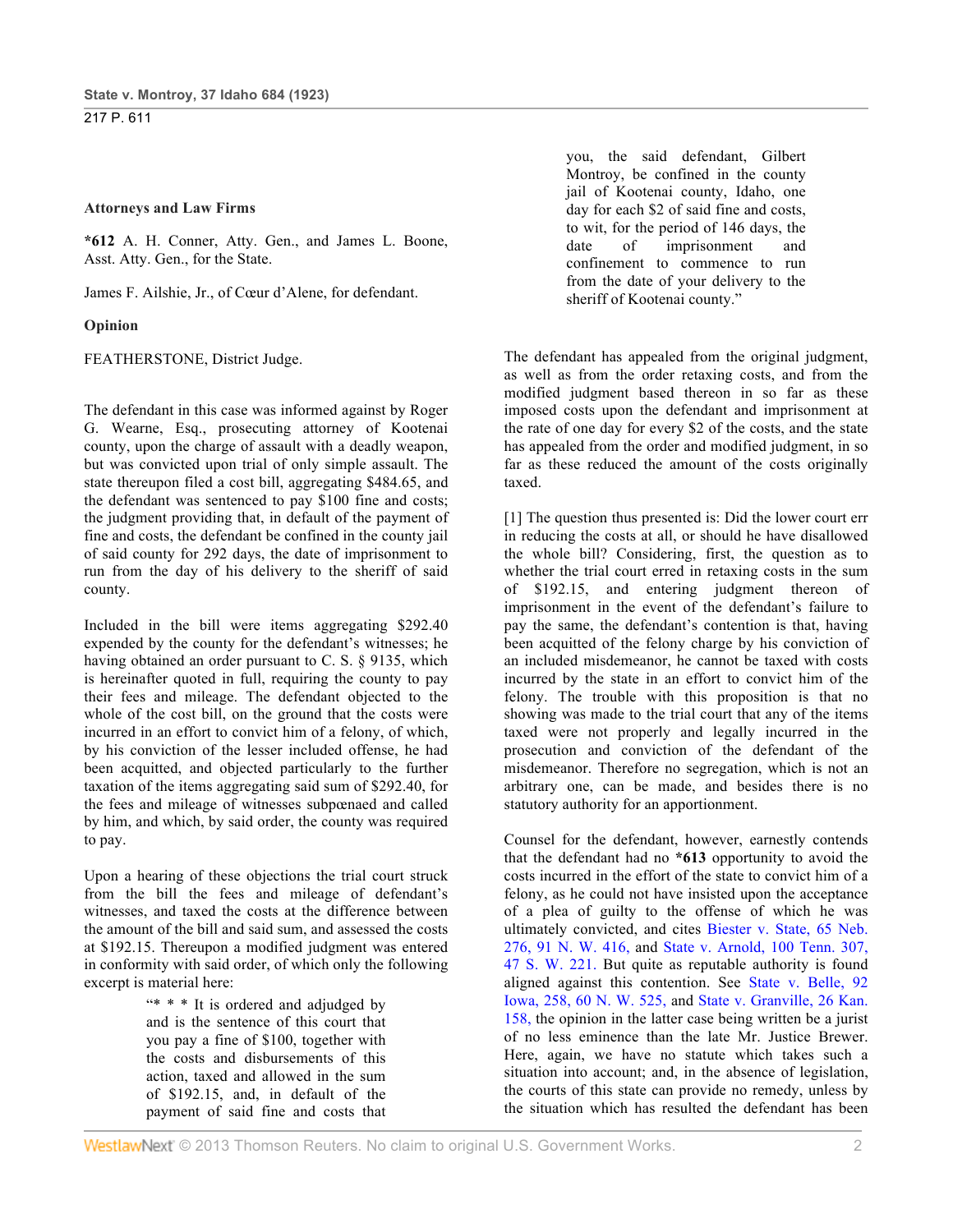### Attorneys and Law Firms

**\*612** A. H. Conner, Atty. Gen., and James L. Boone, Asst. Atty. Gen., for the State.

James F. Ailshie, Jr., of Cœur d'Alene, for defendant.

### Opinion

FEATHERSTONE, District Judge.

The defendant in this case was informed against by Roger G. Wearne, Esq., prosecuting attorney of Kootenai county, upon the charge of assault with a deadly weapon, but was convicted upon trial of only simple assault. The state thereupon filed a cost bill, aggregating $484.65, and the defendant was sentenced to pay $100 fine and costs; the judgment providing that, in default of the payment of fine and costs, the defendant be confined in the county jail of said county for 292 days, the date of imprisonment to run from the day of his delivery to the sheriff of said county.

Included in the bill were items aggregating $292.40 expended by the county for the defendant's witnesses; he having obtained an order pursuant to C. S. § 9135, which is hereinafter quoted in full, requiring the county to pay their fees and mileage. The defendant objected to the whole of the cost bill, on the ground that the costs were incurred in an effort to convict him of a felony, of which, by his conviction of the lesser included offense, he had been acquitted, and objected particularly to the further taxation of the items aggregating said sum of $292.40, for the fees and mileage of witnesses subpœnaed and called by him, and which, by said order, the county was required to pay.

Upon a hearing of these objections the trial court struck from the bill the fees and mileage of defendant's witnesses, and taxed the costs at the difference between the amount of the bill and said sum, and assessed the costs at $192.15. Thereupon a modified judgment was entered in conformity with said order, of which only the following excerpt is material here:

> "\* \* \* It is ordered and adjudged by and is the sentence of this court that you pay a fine of $100, together with the costs and disbursements of this action, taxed and allowed in the sum of $192.15, and, in default of the payment of said fine and costs that you, the said defendant, Gilbert Montroy, be confined in the county jail of Kootenai county, Idaho, one day for each $2 of said fine and costs, to wit, for the period of 146 days, the date of imprisonment and confinement to commence to run from the date of your delivery to the sheriff of Kootenai county."

The defendant has appealed from the original judgment, as well as from the order retaxing costs, and from the modified judgment based thereon in so far as these imposed costs upon the defendant and imprisonment at the rate of one day for every $2 of the costs, and the state has appealed from the order and modified judgment, in so far as these reduced the amount of the costs originally taxed.

[1] The question thus presented is: Did the lower court err in reducing the costs at all, or should he have disallowed the whole bill? Considering, first, the question as to whether the trial court erred in retaxing costs in the sum of $192.15, and entering judgment thereon of imprisonment in the event of the defendant's failure to pay the same, the defendant's contention is that, having been acquitted of the felony charge by his conviction of an included misdemeanor, he cannot be taxed with costs incurred by the state in an effort to convict him of the felony. The trouble with this proposition is that no showing was made to the trial court that any of the items taxed were not properly and legally incurred in the prosecution and conviction of the defendant of the misdemeanor. Therefore no segregation, which is not an arbitrary one, can be made, and besides there is no statutory authority for an apportionment.

Counsel for the defendant, however, earnestly contends that the defendant had no **\*613** opportunity to avoid the costs incurred in the effort of the state to convict him of a felony, as he could not have insisted upon the acceptance of a plea of guilty to the offense of which he was ultimately convicted, and cites Biester v. State, 65 Neb. 276, 91 N. W. 416, and State v. Arnold, 100 Tenn. 307, 47 S. W. 221. But quite as reputable authority is found aligned against this contention. See State v. Belle, 92 Iowa, 258, 60 N. W. 525, and State v. Granville, 26 Kan. 158, the opinion in the latter case being written be a jurist of no less eminence than the late Mr. Justice Brewer. Here, again, we have no statute which takes such a situation into account; and, in the absence of legislation, the courts of this state can provide no remedy, unless by the situation which has resulted the defendant has been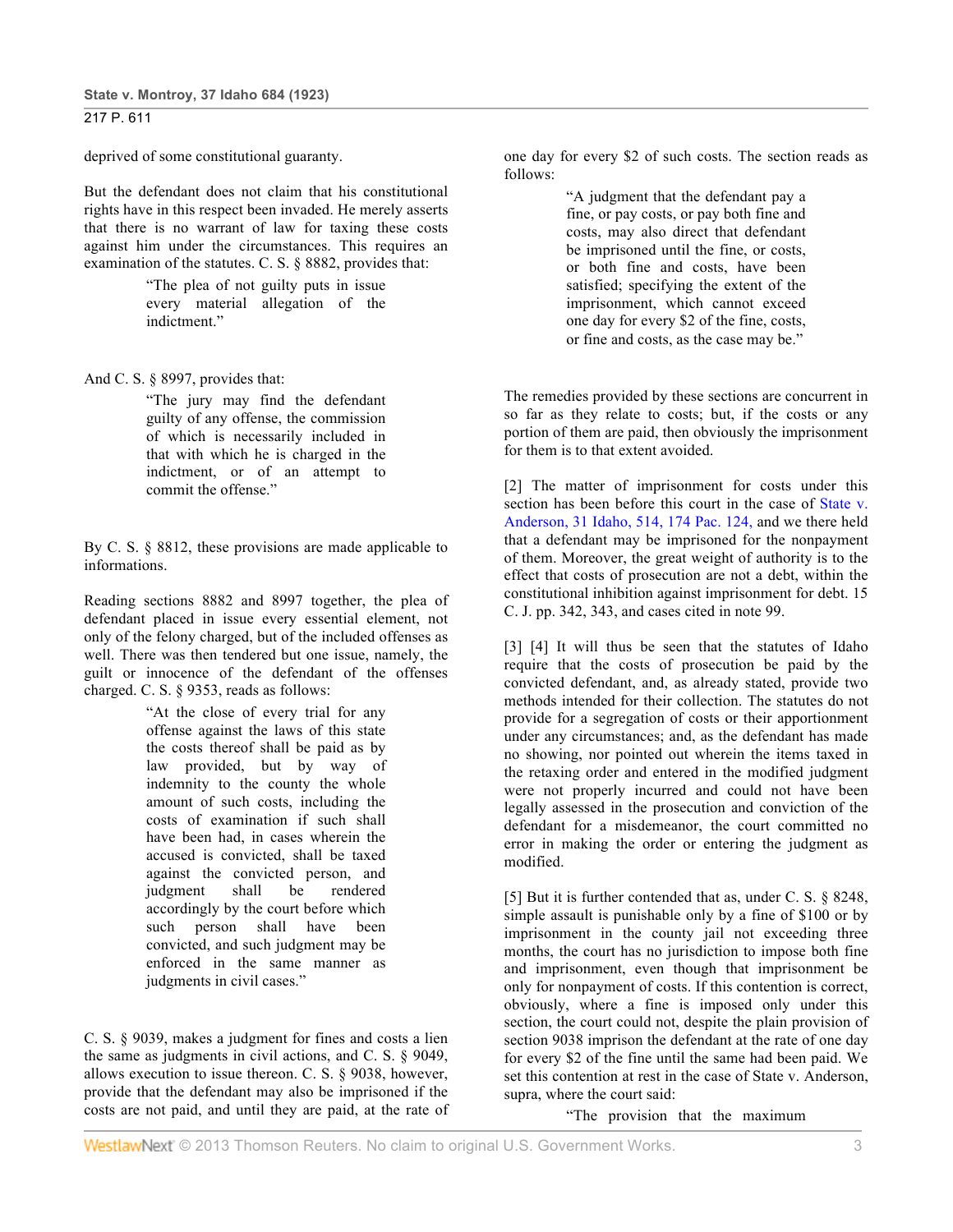deprived of some constitutional guaranty.

But the defendant does not claim that his constitutional rights have in this respect been invaded. He merely asserts that there is no warrant of law for taxing these costs against him under the circumstances. This requires an examination of the statutes. C. S. § 8882, provides that:

> "The plea of not guilty puts in issue every material allegation of the indictment."

And C. S. § 8997, provides that:

> "The jury may find the defendant guilty of any offense, the commission of which is necessarily included in that with which he is charged in the indictment, or of an attempt to commit the offense."

By C. S. § 8812, these provisions are made applicable to informations.

Reading sections 8882 and 8997 together, the plea of defendant placed in issue every essential element, not only of the felony charged, but of the included offenses as well. There was then tendered but one issue, namely, the guilt or innocence of the defendant of the offenses charged. C. S. § 9353, reads as follows:

> "At the close of every trial for any offense against the laws of this state the costs thereof shall be paid as by law provided, but by way of indemnity to the county the whole amount of such costs, including the costs of examination if such shall have been had, in cases wherein the accused is convicted, shall be taxed against the convicted person, and judgment shall be rendered accordingly by the court before which such person shall have been convicted, and such judgment may be enforced in the same manner as judgments in civil cases."

C. S. § 9039, makes a judgment for fines and costs a lien the same as judgments in civil actions, and C. S. § 9049, allows execution to issue thereon. C. S. § 9038, however, provide that the defendant may also be imprisoned if the costs are not paid, and until they are paid, at the rate of one day for every $2 of such costs. The section reads as follows:

> "A judgment that the defendant pay a fine, or pay costs, or pay both fine and costs, may also direct that defendant be imprisoned until the fine, or costs, or both fine and costs, have been satisfied; specifying the extent of the imprisonment, which cannot exceed one day for every $2 of the fine, costs, or fine and costs, as the case may be."

The remedies provided by these sections are concurrent in so far as they relate to costs; but, if the costs or any portion of them are paid, then obviously the imprisonment for them is to that extent avoided.

[2] The matter of imprisonment for costs under this section has been before this court in the case of State v. Anderson, 31 Idaho, 514, 174 Pac. 124, and we there held that a defendant may be imprisoned for the nonpayment of them. Moreover, the great weight of authority is to the effect that costs of prosecution are not a debt, within the constitutional inhibition against imprisonment for debt. 15 C. J. pp. 342, 343, and cases cited in note 99.

[3] [4] It will thus be seen that the statutes of Idaho require that the costs of prosecution be paid by the convicted defendant, and, as already stated, provide two methods intended for their collection. The statutes do not provide for a segregation of costs or their apportionment under any circumstances; and, as the defendant has made no showing, nor pointed out wherein the items taxed in the retaxing order and entered in the modified judgment were not properly incurred and could not have been legally assessed in the prosecution and conviction of the defendant for a misdemeanor, the court committed no error in making the order or entering the judgment as modified.

[5] But it is further contended that as, under C. S. § 8248, simple assault is punishable only by a fine of $100 or by imprisonment in the county jail not exceeding three months, the court has no jurisdiction to impose both fine and imprisonment, even though that imprisonment be only for nonpayment of costs. If this contention is correct, obviously, where a fine is imposed only under this section, the court could not, despite the plain provision of section 9038 imprison the defendant at the rate of one day for every $2 of the fine until the same had been paid. We set this contention at rest in the case of State v. Anderson, supra, where the court said:

> "The provision that the maximum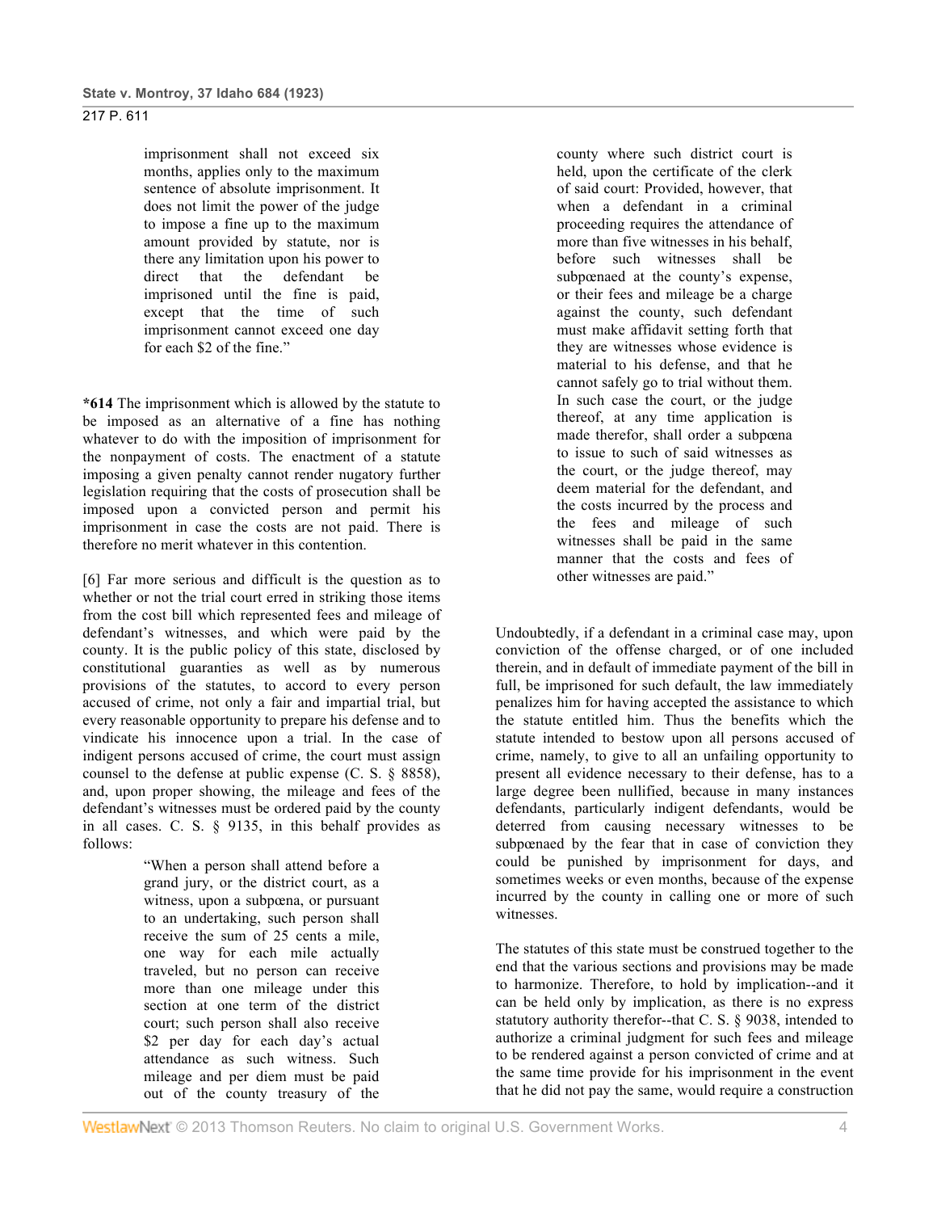imprisonment shall not exceed six months, applies only to the maximum sentence of absolute imprisonment. It does not limit the power of the judge to impose a fine up to the maximum amount provided by statute, nor is there any limitation upon his power to direct that the defendant be imprisoned until the fine is paid, except that the time of such imprisonment cannot exceed one day for each $2 of the fine."

**\*614** The imprisonment which is allowed by the statute to be imposed as an alternative of a fine has nothing whatever to do with the imposition of imprisonment for the nonpayment of costs. The enactment of a statute imposing a given penalty cannot render nugatory further legislation requiring that the costs of prosecution shall be imposed upon a convicted person and permit his imprisonment in case the costs are not paid. There is therefore no merit whatever in this contention.

[6] Far more serious and difficult is the question as to whether or not the trial court erred in striking those items from the cost bill which represented fees and mileage of defendant's witnesses, and which were paid by the county. It is the public policy of this state, disclosed by constitutional guaranties as well as by numerous provisions of the statutes, to accord to every person accused of crime, not only a fair and impartial trial, but every reasonable opportunity to prepare his defense and to vindicate his innocence upon a trial. In the case of indigent persons accused of crime, the court must assign counsel to the defense at public expense (C. S. § 8858), and, upon proper showing, the mileage and fees of the defendant's witnesses must be ordered paid by the county in all cases. C. S. § 9135, in this behalf provides as follows:

> "When a person shall attend before a grand jury, or the district court, as a witness, upon a subpœna, or pursuant to an undertaking, such person shall receive the sum of 25 cents a mile, one way for each mile actually traveled, but no person can receive more than one mileage under this section at one term of the district court; such person shall also receive $2 per day for each day's actual attendance as such witness. Such mileage and per diem must be paid out of the county treasury of the county where such district court is held, upon the certificate of the clerk of said court: Provided, however, that when a defendant in a criminal proceeding requires the attendance of more than five witnesses in his behalf, before such witnesses shall be subpœnaed at the county's expense, or their fees and mileage be a charge against the county, such defendant must make affidavit setting forth that they are witnesses whose evidence is material to his defense, and that he cannot safely go to trial without them. In such case the court, or the judge thereof, at any time application is made therefor, shall order a subpœna to issue to such of said witnesses as the court, or the judge thereof, may deem material for the defendant, and the costs incurred by the process and the fees and mileage of such witnesses shall be paid in the same manner that the costs and fees of other witnesses are paid."

Undoubtedly, if a defendant in a criminal case may, upon conviction of the offense charged, or of one included therein, and in default of immediate payment of the bill in full, be imprisoned for such default, the law immediately penalizes him for having accepted the assistance to which the statute entitled him. Thus the benefits which the statute intended to bestow upon all persons accused of crime, namely, to give to all an unfailing opportunity to present all evidence necessary to their defense, has to a large degree been nullified, because in many instances defendants, particularly indigent defendants, would be deterred from causing necessary witnesses to be subpœnaed by the fear that in case of conviction they could be punished by imprisonment for days, and sometimes weeks or even months, because of the expense incurred by the county in calling one or more of such witnesses.

The statutes of this state must be construed together to the end that the various sections and provisions may be made to harmonize. Therefore, to hold by implication--and it can be held only by implication, as there is no express statutory authority therefor--that C. S. § 9038, intended to authorize a criminal judgment for such fees and mileage to be rendered against a person convicted of crime and at the same time provide for his imprisonment in the event that he did not pay the same, would require a construction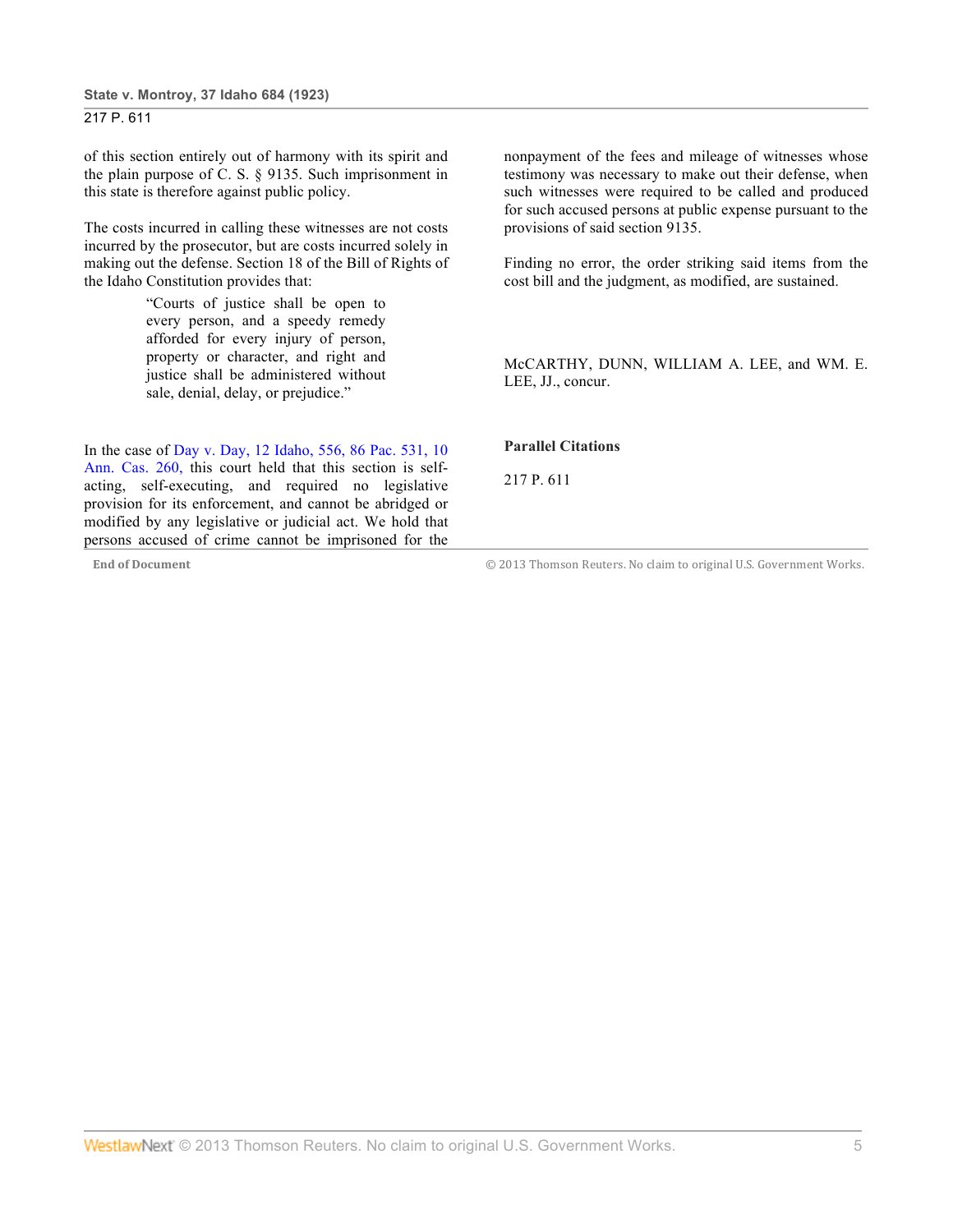of this section entirely out of harmony with its spirit and the plain purpose of C. S. § 9135. Such imprisonment in this state is therefore against public policy.

The costs incurred in calling these witnesses are not costs incurred by the prosecutor, but are costs incurred solely in making out the defense. Section 18 of the Bill of Rights of the Idaho Constitution provides that:

> "Courts of justice shall be open to every person, and a speedy remedy afforded for every injury of person, property or character, and right and justice shall be administered without sale, denial, delay, or prejudice."

In the case of Day v. Day, 12 Idaho, 556, 86 Pac. 531, 10 Ann. Cas. 260, this court held that this section is self-acting, self-executing, and required no legislative provision for its enforcement, and cannot be abridged or modified by any legislative or judicial act. We hold that persons accused of crime cannot be imprisoned for the nonpayment of the fees and mileage of witnesses whose testimony was necessary to make out their defense, when such witnesses were required to be called and produced for such accused persons at public expense pursuant to the provisions of said section 9135.

Finding no error, the order striking said items from the cost bill and the judgment, as modified, are sustained.

McCARTHY, DUNN, WILLIAM A. LEE, and WM. E. LEE, JJ., concur.

**Parallel Citations**

217 P. 611

End of Document